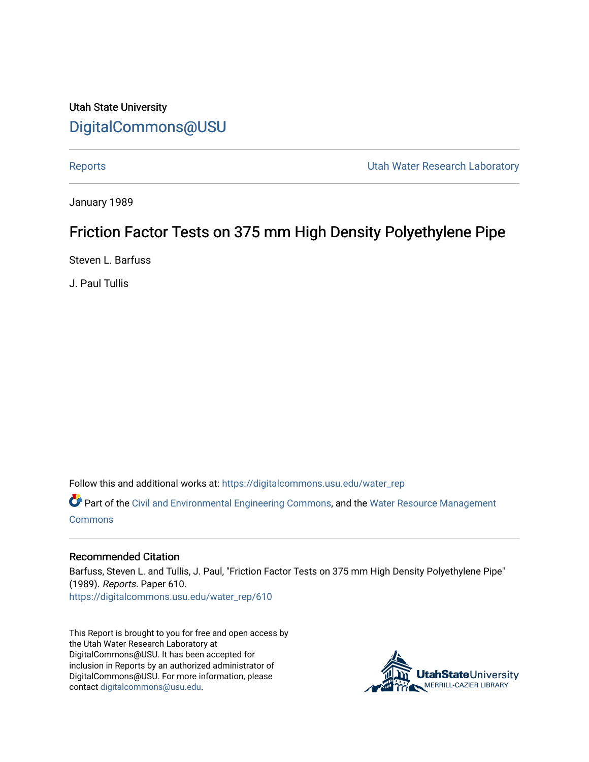Utah State University

# DigitalCommons@USU

Reports | Utah Water Research Laboratory

January 1989

## Friction Factor Tests on 375 mm High Density Polyethylene Pipe

Steven L. Barfuss

J. Paul Tullis

Follow this and additional works at: https://digitalcommons.usu.edu/water_rep

Part of the Civil and Environmental Engineering Commons, and the Water Resource Management Commons

### Recommended Citation

Barfuss, Steven L. and Tullis, J. Paul, "Friction Factor Tests on 375 mm High Density Polyethylene Pipe" (1989). *Reports.* Paper 610.
https://digitalcommons.usu.edu/water_rep/610

This Report is brought to you for free and open access by the Utah Water Research Laboratory at DigitalCommons@USU. It has been accepted for inclusion in Reports by an authorized administrator of DigitalCommons@USU. For more information, please contact digitalcommons@usu.edu.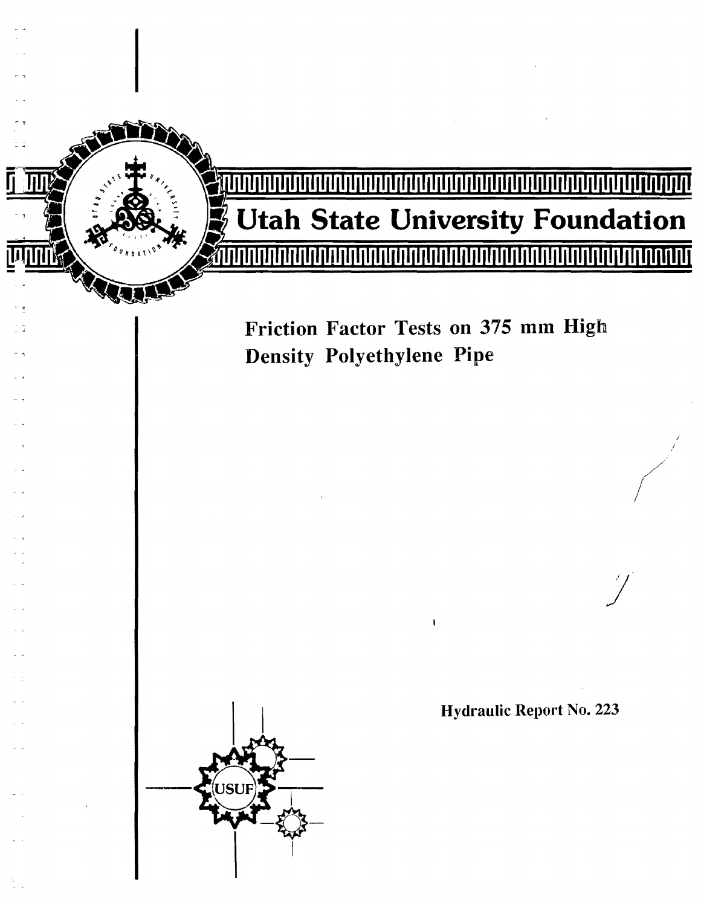# Utah State University Foundation

## Friction Factor Tests on 375 mm High Density Polyethylene Pipe

Hydraulic Report No. 223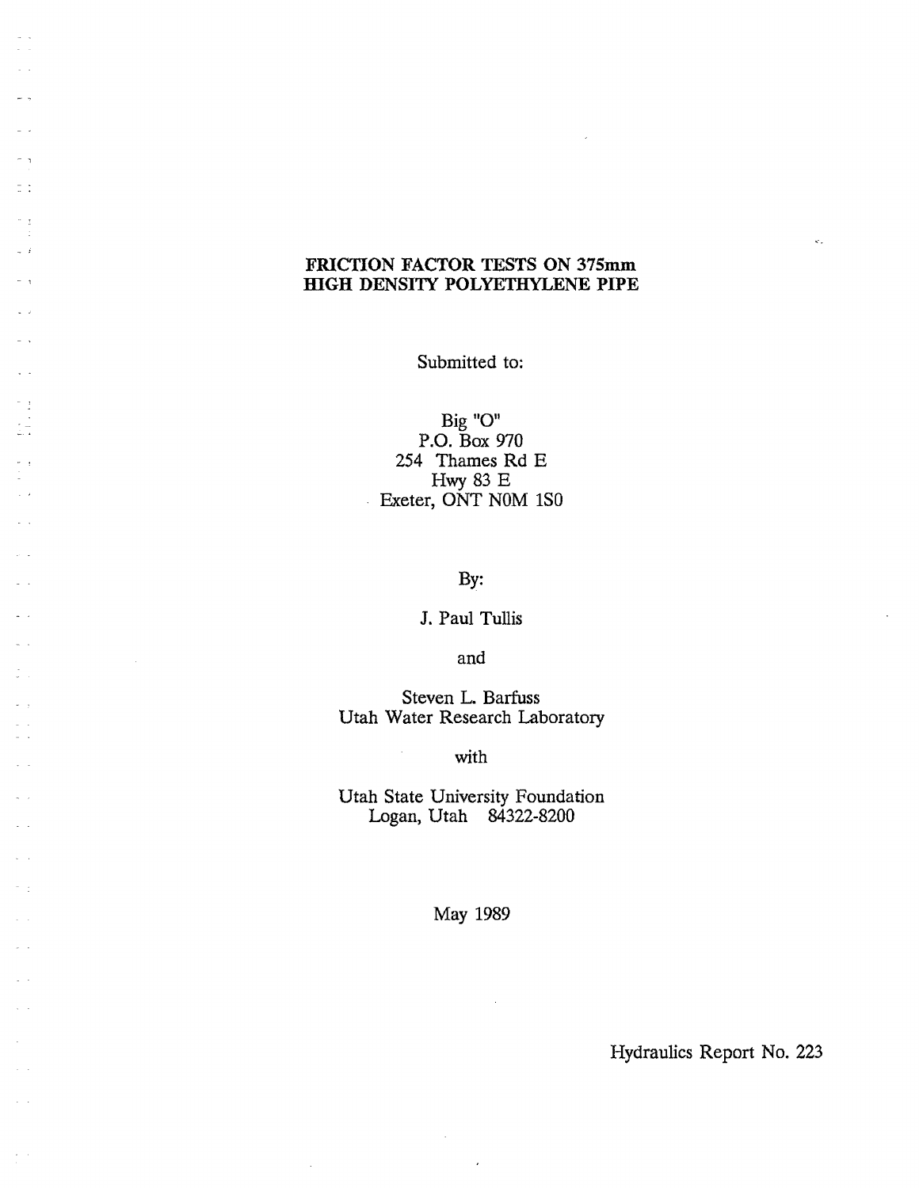# FRICTION FACTOR TESTS ON 375mm HIGH DENSITY POLYETHYLENE PIPE

Submitted to:

Big "O"
P.O. Box 970
254 Thames Rd E
Hwy 83 E
Exeter, ONT N0M 1S0

By:

J. Paul Tullis

and

Steven L. Barfuss
Utah Water Research Laboratory

with

Utah State University Foundation
Logan, Utah 84322-8200

May 1989

Hydraulics Report No. 223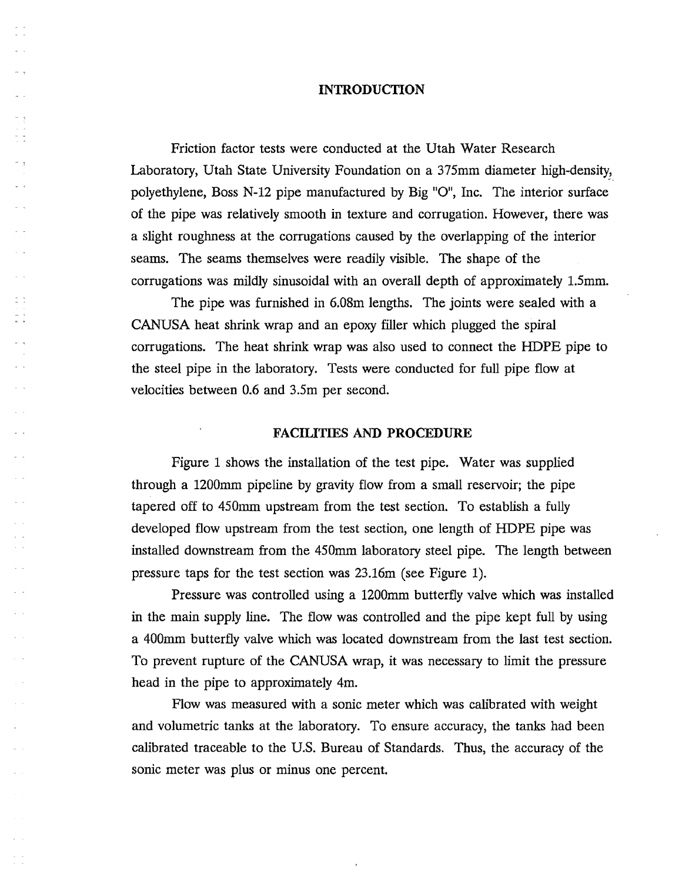## INTRODUCTION

Friction factor tests were conducted at the Utah Water Research Laboratory, Utah State University Foundation on a 375mm diameter high-density, polyethylene, Boss N-12 pipe manufactured by Big "O", Inc. The interior surface of the pipe was relatively smooth in texture and corrugation. However, there was a slight roughness at the corrugations caused by the overlapping of the interior seams. The seams themselves were readily visible. The shape of the corrugations was mildly sinusoidal with an overall depth of approximately 1.5mm.

The pipe was furnished in 6.08m lengths. The joints were sealed with a CANUSA heat shrink wrap and an epoxy filler which plugged the spiral corrugations. The heat shrink wrap was also used to connect the HDPE pipe to the steel pipe in the laboratory. Tests were conducted for full pipe flow at velocities between 0.6 and 3.5m per second.

## FACILITIES AND PROCEDURE

Figure 1 shows the installation of the test pipe. Water was supplied through a 1200mm pipeline by gravity flow from a small reservoir; the pipe tapered off to 450mm upstream from the test section. To establish a fully developed flow upstream from the test section, one length of HDPE pipe was installed downstream from the 450mm laboratory steel pipe. The length between pressure taps for the test section was 23.16m (see Figure 1).

Pressure was controlled using a 1200mm butterfly valve which was installed in the main supply line. The flow was controlled and the pipe kept full by using a 400mm butterfly valve which was located downstream from the last test section. To prevent rupture of the CANUSA wrap, it was necessary to limit the pressure head in the pipe to approximately 4m.

Flow was measured with a sonic meter which was calibrated with weight and volumetric tanks at the laboratory. To ensure accuracy, the tanks had been calibrated traceable to the U.S. Bureau of Standards. Thus, the accuracy of the sonic meter was plus or minus one percent.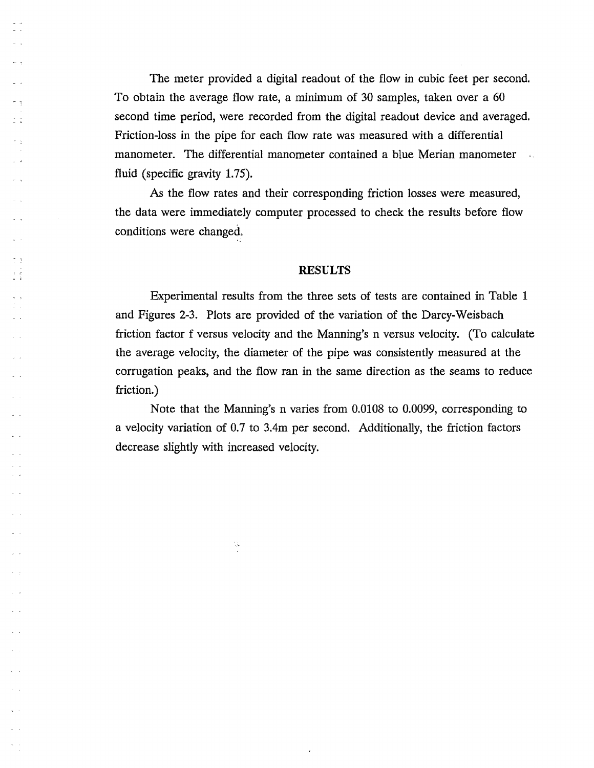The meter provided a digital readout of the flow in cubic feet per second. To obtain the average flow rate, a minimum of 30 samples, taken over a 60 second time period, were recorded from the digital readout device and averaged. Friction-loss in the pipe for each flow rate was measured with a differential manometer. The differential manometer contained a blue Merian manometer fluid (specific gravity 1.75).

As the flow rates and their corresponding friction losses were measured, the data were immediately computer processed to check the results before flow conditions were changed.

## RESULTS

Experimental results from the three sets of tests are contained in Table 1 and Figures 2-3. Plots are provided of the variation of the Darcy-Weisbach friction factor f versus velocity and the Manning's n versus velocity. (To calculate the average velocity, the diameter of the pipe was consistently measured at the corrugation peaks, and the flow ran in the same direction as the seams to reduce friction.)

Note that the Manning's n varies from 0.0108 to 0.0099, corresponding to a velocity variation of 0.7 to 3.4m per second. Additionally, the friction factors decrease slightly with increased velocity.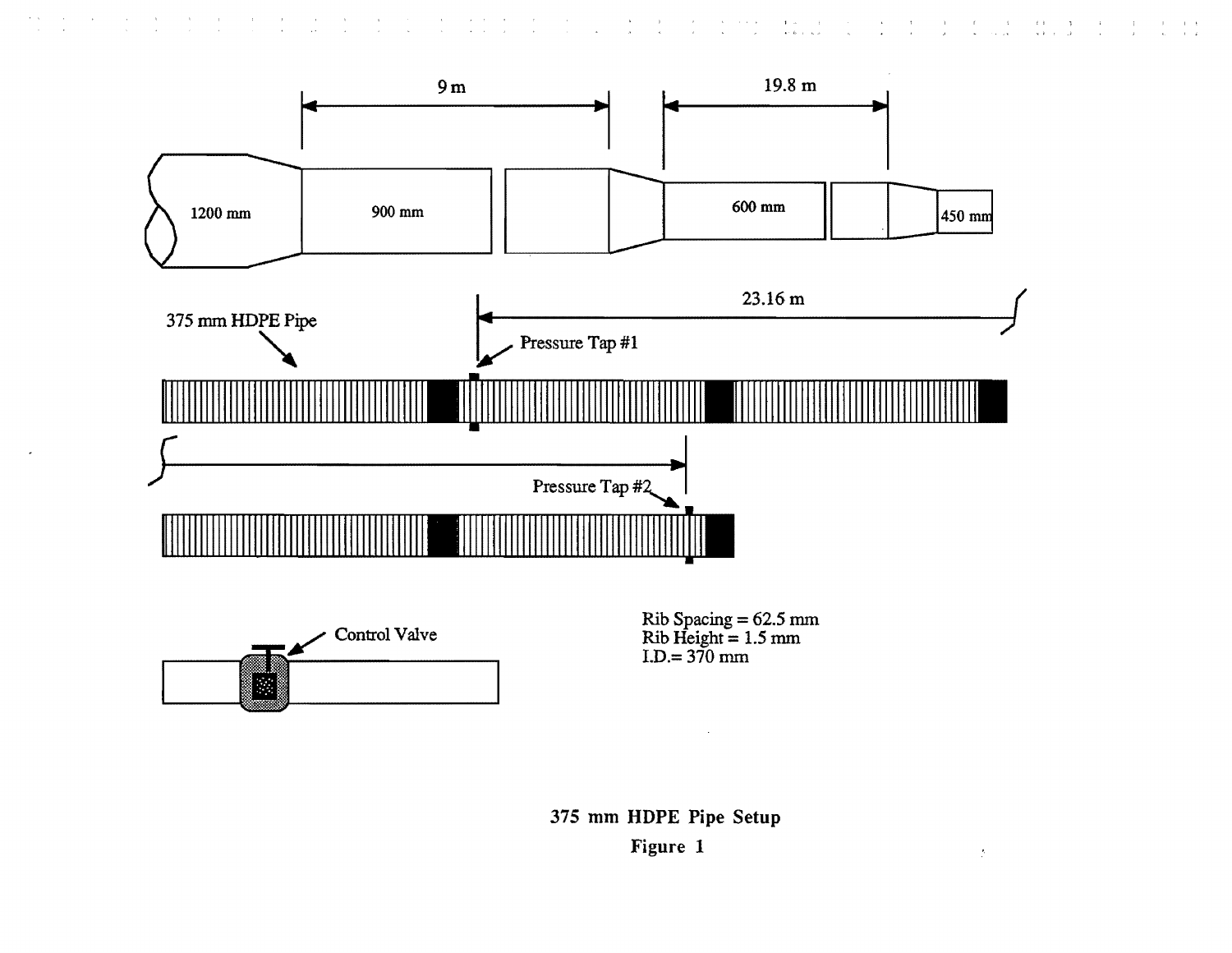9 m

19.8 m

1200 mm

900 mm

600 mm

450 mm

23.16 m

375 mm HDPE Pipe

Pressure Tap #1

Pressure Tap #2

Control Valve

Rib Spacing = 62.5 mm
Rib Height = 1.5 mm
I.D.= 370 mm

**375 mm HDPE Pipe Setup**

**Figure 1**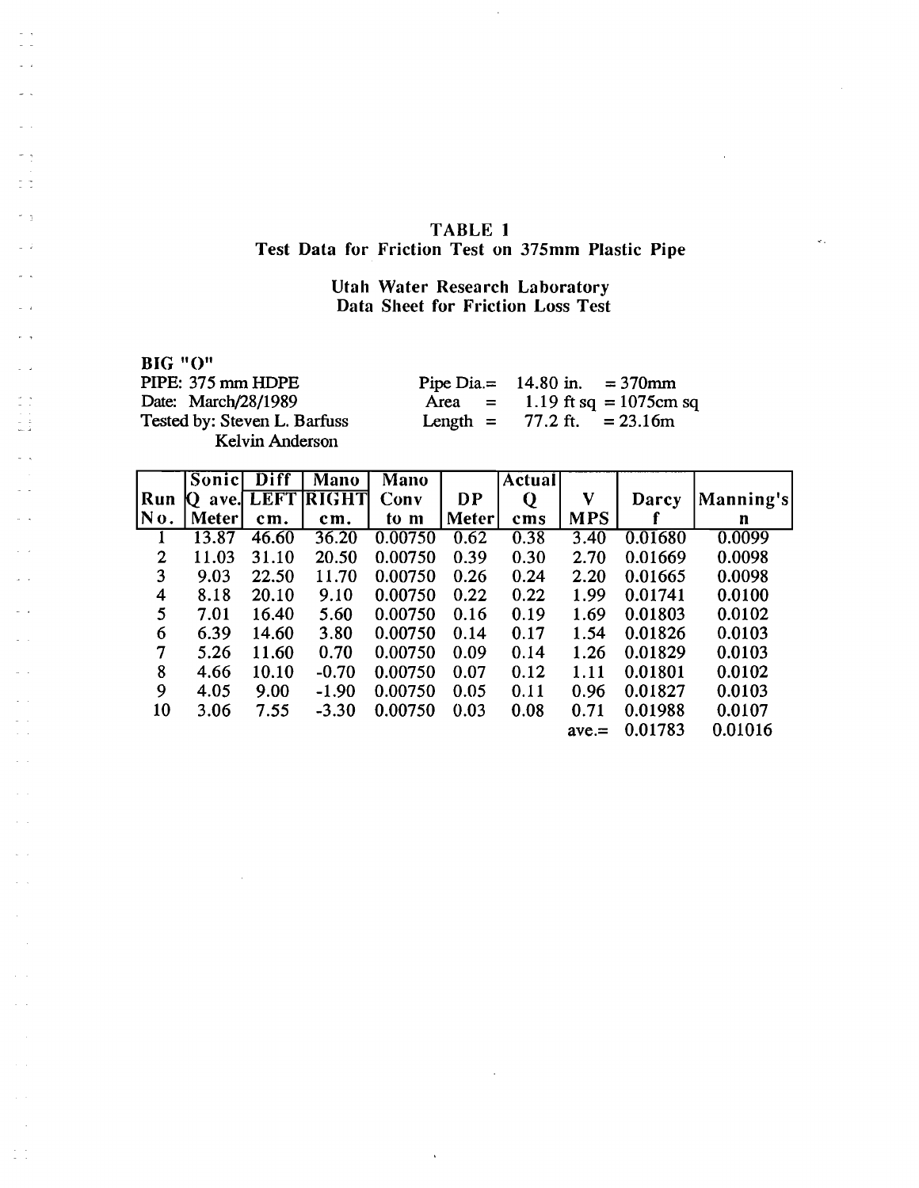# TABLE 1
## Test Data for Friction Test on 375mm Plastic Pipe

### Utah Water Research Laboratory
### Data Sheet for Friction Loss Test

**BIG "O"**

PIPE: 375 mm HDPE
Date: March/28/1989
Tested by: Steven L. Barfuss
Kelvin Anderson

Pipe Dia.= 14.80 in. = 370mm
Area = 1.19 ft sq = 1075cm sq
Length = 77.2 ft. = 23.16m

| Run No. | Sonic Q ave. Meter | Diff LEFT cm. | Mano RIGHT cm. | Mano Conv to m | DP Meter | Actual Q cms | V MPS | Darcy f | Manning's n |
|---|---|---|---|---|---|---|---|---|---|
| 1 | 13.87 | 46.60 | 36.20 | 0.00750 | 0.62 | 0.38 | 3.40 | 0.01680 | 0.0099 |
| 2 | 11.03 | 31.10 | 20.50 | 0.00750 | 0.39 | 0.30 | 2.70 | 0.01669 | 0.0098 |
| 3 | 9.03 | 22.50 | 11.70 | 0.00750 | 0.26 | 0.24 | 2.20 | 0.01665 | 0.0098 |
| 4 | 8.18 | 20.10 | 9.10 | 0.00750 | 0.22 | 0.22 | 1.99 | 0.01741 | 0.0100 |
| 5 | 7.01 | 16.40 | 5.60 | 0.00750 | 0.16 | 0.19 | 1.69 | 0.01803 | 0.0102 |
| 6 | 6.39 | 14.60 | 3.80 | 0.00750 | 0.14 | 0.17 | 1.54 | 0.01826 | 0.0103 |
| 7 | 5.26 | 11.60 | 0.70 | 0.00750 | 0.09 | 0.14 | 1.26 | 0.01829 | 0.0103 |
| 8 | 4.66 | 10.10 | -0.70 | 0.00750 | 0.07 | 0.12 | 1.11 | 0.01801 | 0.0102 |
| 9 | 4.05 | 9.00 | -1.90 | 0.00750 | 0.05 | 0.11 | 0.96 | 0.01827 | 0.0103 |
| 10 | 3.06 | 7.55 | -3.30 | 0.00750 | 0.03 | 0.08 | 0.71 | 0.01988 | 0.0107 |
| | | | | | | | ave.= | 0.01783 | 0.01016 |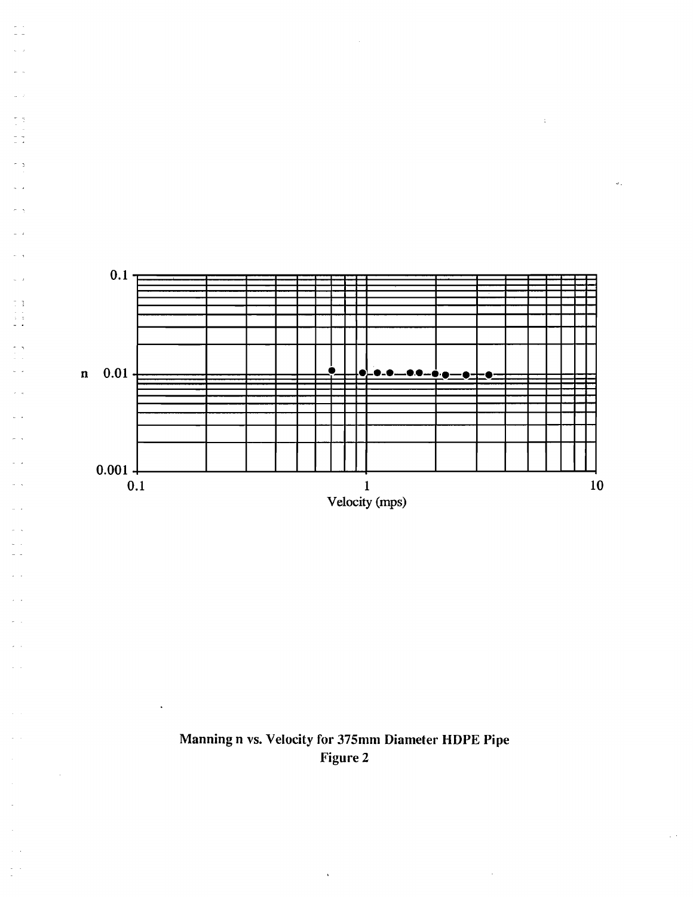Manning n vs. Velocity for 375mm Diameter HDPE Pipe
Figure 2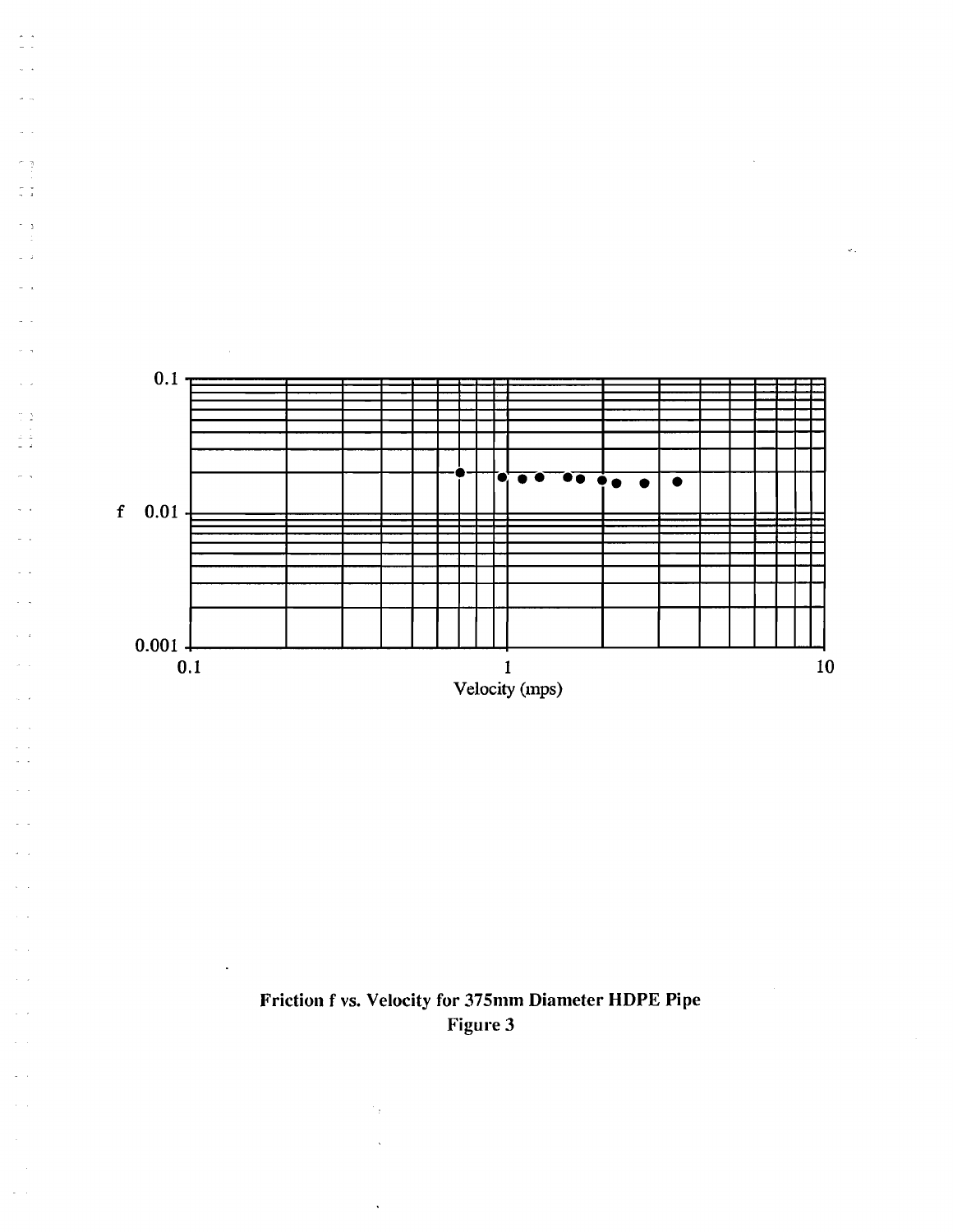0.1

f 0.01

0.001

0.1

1

10

Velocity (mps)

**Friction f vs. Velocity for 375mm Diameter HDPE Pipe**
**Figure 3**